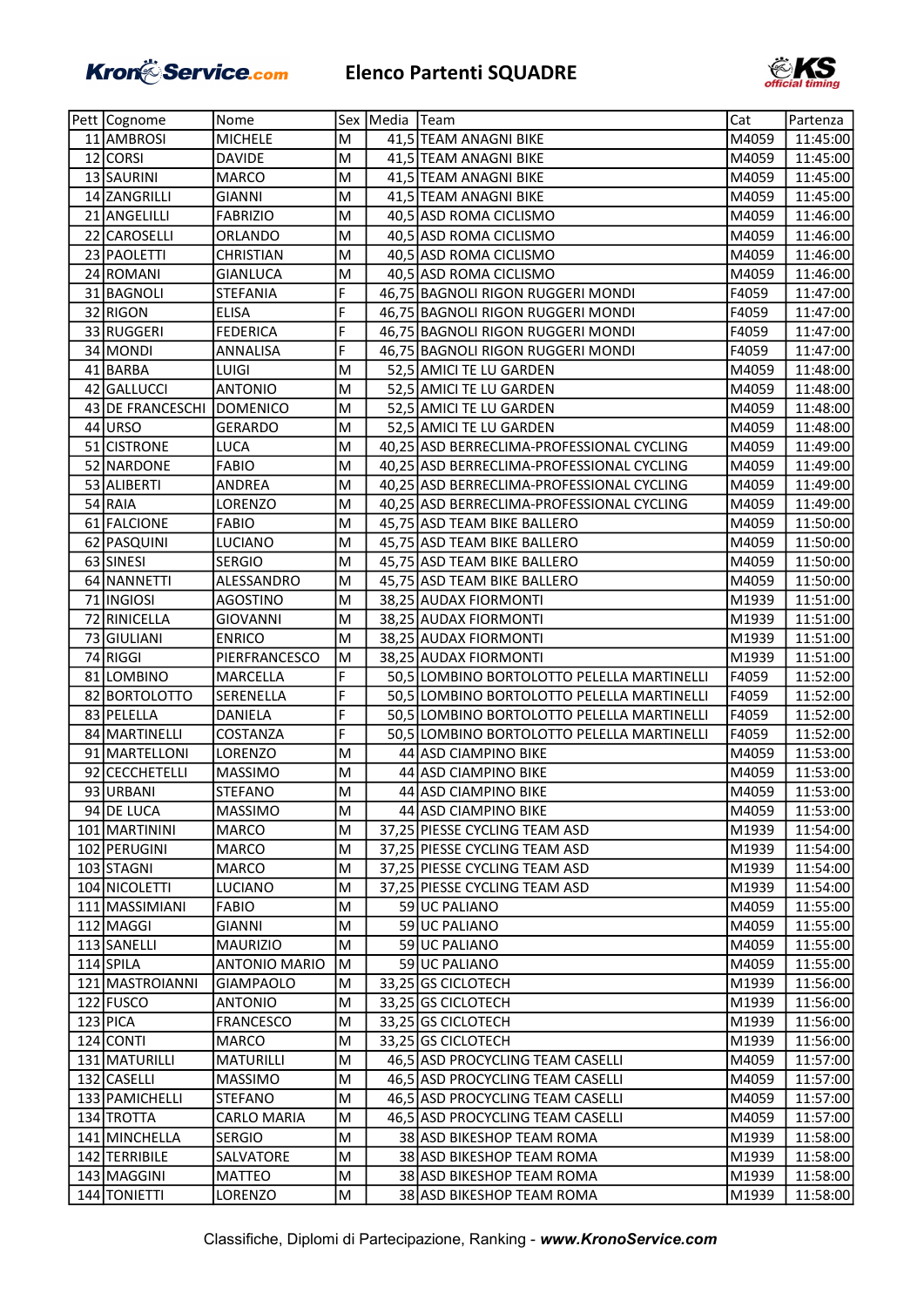# Elenco Partenti SQUADRE

| Pett | Cognome | Nome | Sex | Media | Team | Cat | Partenza |
|---|---|---|---|---|---|---|---|
| 11 | AMBROSI | MICHELE | M | 41,5 | TEAM ANAGNI BIKE | M4059 | 11:45:00 |
| 12 | CORSI | DAVIDE | M | 41,5 | TEAM ANAGNI BIKE | M4059 | 11:45:00 |
| 13 | SAURINI | MARCO | M | 41,5 | TEAM ANAGNI BIKE | M4059 | 11:45:00 |
| 14 | ZANGRILLI | GIANNI | M | 41,5 | TEAM ANAGNI BIKE | M4059 | 11:45:00 |
| 21 | ANGELILLI | FABRIZIO | M | 40,5 | ASD ROMA CICLISMO | M4059 | 11:46:00 |
| 22 | CAROSELLI | ORLANDO | M | 40,5 | ASD ROMA CICLISMO | M4059 | 11:46:00 |
| 23 | PAOLETTI | CHRISTIAN | M | 40,5 | ASD ROMA CICLISMO | M4059 | 11:46:00 |
| 24 | ROMANI | GIANLUCA | M | 40,5 | ASD ROMA CICLISMO | M4059 | 11:46:00 |
| 31 | BAGNOLI | STEFANIA | F | 46,75 | BAGNOLI RIGON RUGGERI MONDI | F4059 | 11:47:00 |
| 32 | RIGON | ELISA | F | 46,75 | BAGNOLI RIGON RUGGERI MONDI | F4059 | 11:47:00 |
| 33 | RUGGERI | FEDERICA | F | 46,75 | BAGNOLI RIGON RUGGERI MONDI | F4059 | 11:47:00 |
| 34 | MONDI | ANNALISA | F | 46,75 | BAGNOLI RIGON RUGGERI MONDI | F4059 | 11:47:00 |
| 41 | BARBA | LUIGI | M | 52,5 | AMICI TE LU GARDEN | M4059 | 11:48:00 |
| 42 | GALLUCCI | ANTONIO | M | 52,5 | AMICI TE LU GARDEN | M4059 | 11:48:00 |
| 43 | DE FRANCESCHI | DOMENICO | M | 52,5 | AMICI TE LU GARDEN | M4059 | 11:48:00 |
| 44 | URSO | GERARDO | M | 52,5 | AMICI TE LU GARDEN | M4059 | 11:48:00 |
| 51 | CISTRONE | LUCA | M | 40,25 | ASD BERRECLIMA-PROFESSIONAL CYCLING | M4059 | 11:49:00 |
| 52 | NARDONE | FABIO | M | 40,25 | ASD BERRECLIMA-PROFESSIONAL CYCLING | M4059 | 11:49:00 |
| 53 | ALIBERTI | ANDREA | M | 40,25 | ASD BERRECLIMA-PROFESSIONAL CYCLING | M4059 | 11:49:00 |
| 54 | RAIA | LORENZO | M | 40,25 | ASD BERRECLIMA-PROFESSIONAL CYCLING | M4059 | 11:49:00 |
| 61 | FALCIONE | FABIO | M | 45,75 | ASD TEAM BIKE BALLERO | M4059 | 11:50:00 |
| 62 | PASQUINI | LUCIANO | M | 45,75 | ASD TEAM BIKE BALLERO | M4059 | 11:50:00 |
| 63 | SINESI | SERGIO | M | 45,75 | ASD TEAM BIKE BALLERO | M4059 | 11:50:00 |
| 64 | NANNETTI | ALESSANDRO | M | 45,75 | ASD TEAM BIKE BALLERO | M4059 | 11:50:00 |
| 71 | INGIOSI | AGOSTINO | M | 38,25 | AUDAX FIORMONTI | M1939 | 11:51:00 |
| 72 | RINICELLA | GIOVANNI | M | 38,25 | AUDAX FIORMONTI | M1939 | 11:51:00 |
| 73 | GIULIANI | ENRICO | M | 38,25 | AUDAX FIORMONTI | M1939 | 11:51:00 |
| 74 | RIGGI | PIERFRANCESCO | M | 38,25 | AUDAX FIORMONTI | M1939 | 11:51:00 |
| 81 | LOMBINO | MARCELLA | F | 50,5 | LOMBINO BORTOLOTTO PELELLA MARTINELLI | F4059 | 11:52:00 |
| 82 | BORTOLOTTO | SERENELLA | F | 50,5 | LOMBINO BORTOLOTTO PELELLA MARTINELLI | F4059 | 11:52:00 |
| 83 | PELELLA | DANIELA | F | 50,5 | LOMBINO BORTOLOTTO PELELLA MARTINELLI | F4059 | 11:52:00 |
| 84 | MARTINELLI | COSTANZA | F | 50,5 | LOMBINO BORTOLOTTO PELELLA MARTINELLI | F4059 | 11:52:00 |
| 91 | MARTELLONI | LORENZO | M | 44 | ASD CIAMPINO BIKE | M4059 | 11:53:00 |
| 92 | CECCHETELLI | MASSIMO | M | 44 | ASD CIAMPINO BIKE | M4059 | 11:53:00 |
| 93 | URBANI | STEFANO | M | 44 | ASD CIAMPINO BIKE | M4059 | 11:53:00 |
| 94 | DE LUCA | MASSIMO | M | 44 | ASD CIAMPINO BIKE | M4059 | 11:53:00 |
| 101 | MARTININI | MARCO | M | 37,25 | PIESSE CYCLING TEAM ASD | M1939 | 11:54:00 |
| 102 | PERUGINI | MARCO | M | 37,25 | PIESSE CYCLING TEAM ASD | M1939 | 11:54:00 |
| 103 | STAGNI | MARCO | M | 37,25 | PIESSE CYCLING TEAM ASD | M1939 | 11:54:00 |
| 104 | NICOLETTI | LUCIANO | M | 37,25 | PIESSE CYCLING TEAM ASD | M1939 | 11:54:00 |
| 111 | MASSIMIANI | FABIO | M | 59 | UC PALIANO | M4059 | 11:55:00 |
| 112 | MAGGI | GIANNI | M | 59 | UC PALIANO | M4059 | 11:55:00 |
| 113 | SANELLI | MAURIZIO | M | 59 | UC PALIANO | M4059 | 11:55:00 |
| 114 | SPILA | ANTONIO MARIO | M | 59 | UC PALIANO | M4059 | 11:55:00 |
| 121 | MASTROIANNI | GIAMPAOLO | M | 33,25 | GS CICLOTECH | M1939 | 11:56:00 |
| 122 | FUSCO | ANTONIO | M | 33,25 | GS CICLOTECH | M1939 | 11:56:00 |
| 123 | PICA | FRANCESCO | M | 33,25 | GS CICLOTECH | M1939 | 11:56:00 |
| 124 | CONTI | MARCO | M | 33,25 | GS CICLOTECH | M1939 | 11:56:00 |
| 131 | MATURILLI | MATURILLI | M | 46,5 | ASD PROCYCLING TEAM CASELLI | M4059 | 11:57:00 |
| 132 | CASELLI | MASSIMO | M | 46,5 | ASD PROCYCLING TEAM CASELLI | M4059 | 11:57:00 |
| 133 | PAMICHELLI | STEFANO | M | 46,5 | ASD PROCYCLING TEAM CASELLI | M4059 | 11:57:00 |
| 134 | TROTTA | CARLO MARIA | M | 46,5 | ASD PROCYCLING TEAM CASELLI | M4059 | 11:57:00 |
| 141 | MINCHELLA | SERGIO | M | 38 | ASD BIKESHOP TEAM ROMA | M1939 | 11:58:00 |
| 142 | TERRIBILE | SALVATORE | M | 38 | ASD BIKESHOP TEAM ROMA | M1939 | 11:58:00 |
| 143 | MAGGINI | MATTEO | M | 38 | ASD BIKESHOP TEAM ROMA | M1939 | 11:58:00 |
| 144 | TONIETTI | LORENZO | M | 38 | ASD BIKESHOP TEAM ROMA | M1939 | 11:58:00 |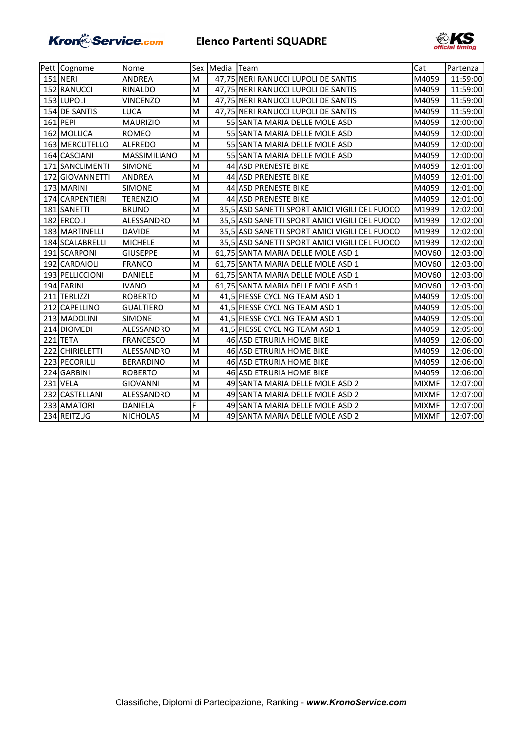# Elenco Partenti SQUADRE

| Pett | Cognome | Nome | Sex | Media | Team | Cat | Partenza |
|---|---|---|---|---|---|---|---|
| 151 | NERI | ANDREA | M | 47,75 | NERI RANUCCI LUPOLI DE SANTIS | M4059 | 11:59:00 |
| 152 | RANUCCI | RINALDO | M | 47,75 | NERI RANUCCI LUPOLI DE SANTIS | M4059 | 11:59:00 |
| 153 | LUPOLI | VINCENZO | M | 47,75 | NERI RANUCCI LUPOLI DE SANTIS | M4059 | 11:59:00 |
| 154 | DE SANTIS | LUCA | M | 47,75 | NERI RANUCCI LUPOLI DE SANTIS | M4059 | 11:59:00 |
| 161 | PEPI | MAURIZIO | M | 55 | SANTA MARIA DELLE MOLE ASD | M4059 | 12:00:00 |
| 162 | MOLLICA | ROMEO | M | 55 | SANTA MARIA DELLE MOLE ASD | M4059 | 12:00:00 |
| 163 | MERCUTELLO | ALFREDO | M | 55 | SANTA MARIA DELLE MOLE ASD | M4059 | 12:00:00 |
| 164 | CASCIANI | MASSIMILIANO | M | 55 | SANTA MARIA DELLE MOLE ASD | M4059 | 12:00:00 |
| 171 | SANCLIMENTI | SIMONE | M | 44 | ASD PRENESTE BIKE | M4059 | 12:01:00 |
| 172 | GIOVANNETTI | ANDREA | M | 44 | ASD PRENESTE BIKE | M4059 | 12:01:00 |
| 173 | MARINI | SIMONE | M | 44 | ASD PRENESTE BIKE | M4059 | 12:01:00 |
| 174 | CARPENTIERI | TERENZIO | M | 44 | ASD PRENESTE BIKE | M4059 | 12:01:00 |
| 181 | SANETTI | BRUNO | M | 35,5 | ASD SANETTI SPORT AMICI VIGILI DEL FUOCO | M1939 | 12:02:00 |
| 182 | ERCOLI | ALESSANDRO | M | 35,5 | ASD SANETTI SPORT AMICI VIGILI DEL FUOCO | M1939 | 12:02:00 |
| 183 | MARTINELLI | DAVIDE | M | 35,5 | ASD SANETTI SPORT AMICI VIGILI DEL FUOCO | M1939 | 12:02:00 |
| 184 | SCALABRELLI | MICHELE | M | 35,5 | ASD SANETTI SPORT AMICI VIGILI DEL FUOCO | M1939 | 12:02:00 |
| 191 | SCARPONI | GIUSEPPE | M | 61,75 | SANTA MARIA DELLE MOLE ASD 1 | MOV60 | 12:03:00 |
| 192 | CARDAIOLI | FRANCO | M | 61,75 | SANTA MARIA DELLE MOLE ASD 1 | MOV60 | 12:03:00 |
| 193 | PELLICCIONI | DANIELE | M | 61,75 | SANTA MARIA DELLE MOLE ASD 1 | MOV60 | 12:03:00 |
| 194 | FARINI | IVANO | M | 61,75 | SANTA MARIA DELLE MOLE ASD 1 | MOV60 | 12:03:00 |
| 211 | TERLIZZI | ROBERTO | M | 41,5 | PIESSE CYCLING TEAM ASD 1 | M4059 | 12:05:00 |
| 212 | CAPELLINO | GUALTIERO | M | 41,5 | PIESSE CYCLING TEAM ASD 1 | M4059 | 12:05:00 |
| 213 | MADOLINI | SIMONE | M | 41,5 | PIESSE CYCLING TEAM ASD 1 | M4059 | 12:05:00 |
| 214 | DIOMEDI | ALESSANDRO | M | 41,5 | PIESSE CYCLING TEAM ASD 1 | M4059 | 12:05:00 |
| 221 | TETA | FRANCESCO | M | 46 | ASD ETRURIA HOME BIKE | M4059 | 12:06:00 |
| 222 | CHIRIELETTI | ALESSANDRO | M | 46 | ASD ETRURIA HOME BIKE | M4059 | 12:06:00 |
| 223 | PECORILLI | BERARDINO | M | 46 | ASD ETRURIA HOME BIKE | M4059 | 12:06:00 |
| 224 | GARBINI | ROBERTO | M | 46 | ASD ETRURIA HOME BIKE | M4059 | 12:06:00 |
| 231 | VELA | GIOVANNI | M | 49 | SANTA MARIA DELLE MOLE ASD 2 | MIXMF | 12:07:00 |
| 232 | CASTELLANI | ALESSANDRO | M | 49 | SANTA MARIA DELLE MOLE ASD 2 | MIXMF | 12:07:00 |
| 233 | AMATORI | DANIELA | F | 49 | SANTA MARIA DELLE MOLE ASD 2 | MIXMF | 12:07:00 |
| 234 | REITZUG | NICHOLAS | M | 49 | SANTA MARIA DELLE MOLE ASD 2 | MIXMF | 12:07:00 |